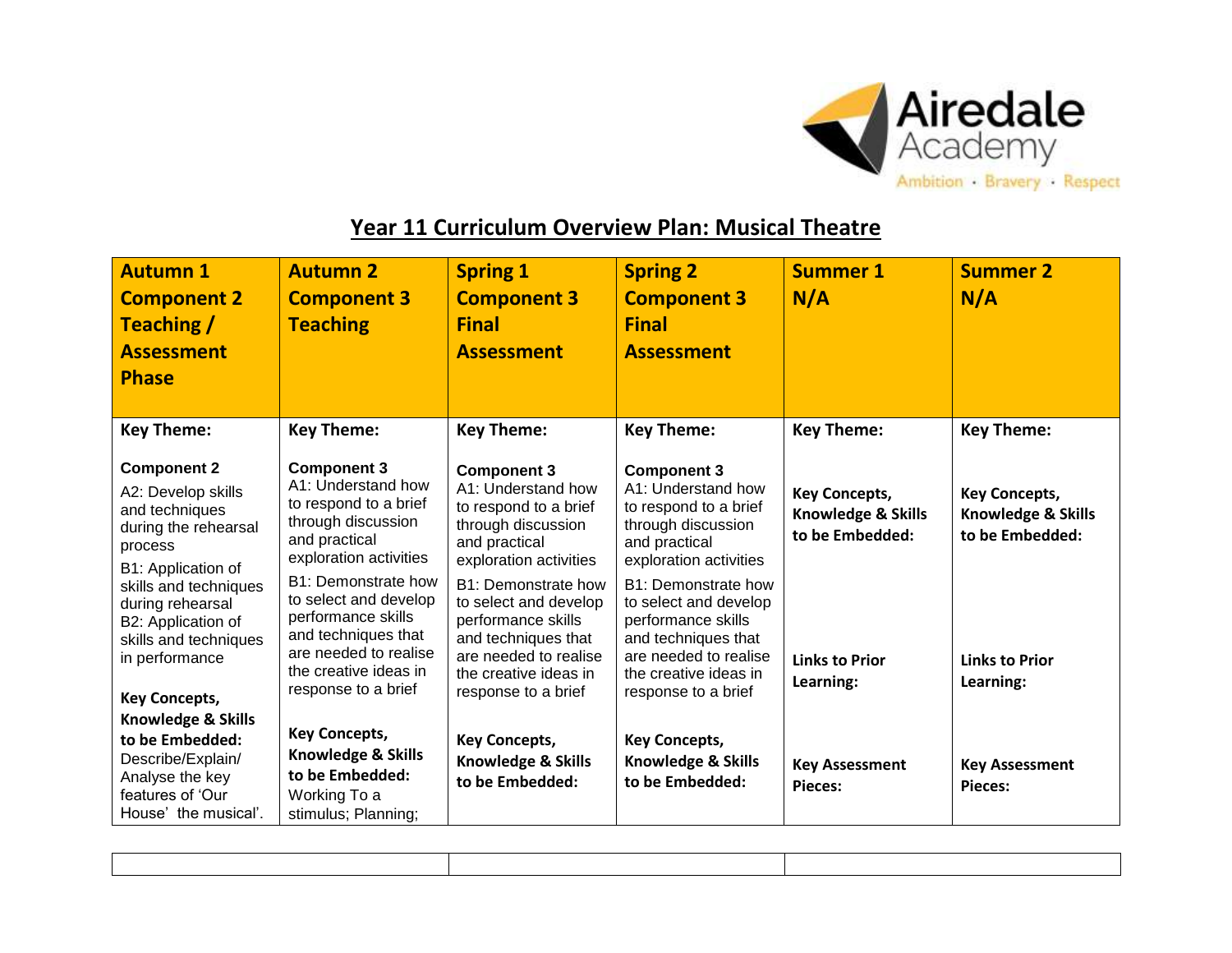Airedale Academy

Ambition · Bravery · Respect

# Year 11 Curriculum Overview Plan: Musical Theatre

| Autumn 1 Component 2 Teaching / Assessment Phase | Autumn 2 Component 3 Teaching | Spring 1 Component 3 Final Assessment | Spring 2 Component 3 Final Assessment | Summer 1 N/A | Summer 2 N/A |
|---|---|---|---|---|---|
| **Key Theme:**<br><br>**Component 2**<br>A2: Develop skills and techniques during the rehearsal process<br>B1: Application of skills and techniques during rehearsal<br>B2: Application of skills and techniques in performance<br><br>**Key Concepts, Knowledge & Skills to be Embedded:**<br>Describe/Explain/ Analyse the key features of 'Our House' the musical'. | **Key Theme:**<br><br>**Component 3**<br>A1: Understand how to respond to a brief through discussion and practical exploration activities<br>B1: Demonstrate how to select and develop performance skills and techniques that are needed to realise the creative ideas in response to a brief<br><br>**Key Concepts, Knowledge & Skills to be Embedded:**<br>Working To a stimulus; Planning; | **Key Theme:**<br><br>**Component 3**<br>A1: Understand how to respond to a brief through discussion and practical exploration activities<br>B1: Demonstrate how to select and develop performance skills and techniques that are needed to realise the creative ideas in response to a brief<br><br>**Key Concepts, Knowledge & Skills to be Embedded:** | **Key Theme:**<br><br>**Component 3**<br>A1: Understand how to respond to a brief through discussion and practical exploration activities<br>B1: Demonstrate how to select and develop performance skills and techniques that are needed to realise the creative ideas in response to a brief<br><br>**Key Concepts, Knowledge & Skills to be Embedded:** | **Key Theme:**<br><br>**Key Concepts, Knowledge & Skills to be Embedded:**<br><br>**Links to Prior Learning:**<br><br>**Key Assessment Pieces:** | **Key Theme:**<br><br>**Key Concepts, Knowledge & Skills to be Embedded:**<br><br>**Links to Prior Learning:**<br><br>**Key Assessment Pieces:** |

| | | |
|---|---|---|
| | | |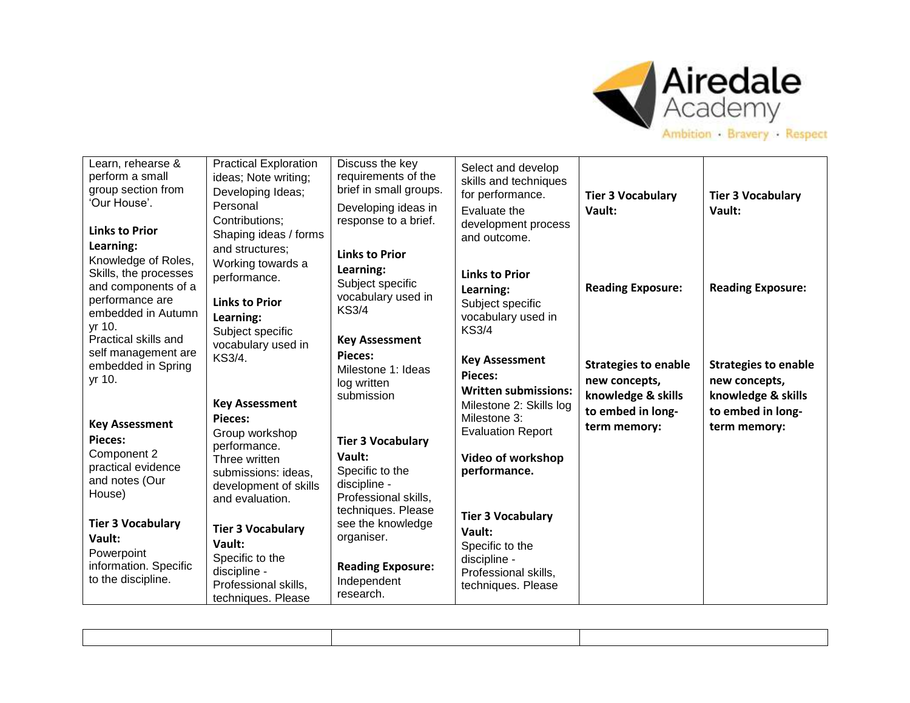| | | | | | |
|---|---|---|---|---|---|
| Learn, rehearse & perform a small group section from 'Our House'.<br><br>**Links to Prior Learning:**<br>Knowledge of Roles, Skills, the processes and components of a performance are embedded in Autumn yr 10.<br>Practical skills and self management are embedded in Spring yr 10.<br><br>**Key Assessment Pieces:**<br>Component 2 practical evidence and notes (Our House)<br><br>**Tier 3 Vocabulary Vault:**<br>Powerpoint information. Specific to the discipline. | Practical Exploration ideas; Note writing; Developing Ideas; Personal Contributions; Shaping ideas / forms and structures; Working towards a performance.<br><br>**Links to Prior Learning:**<br>Subject specific vocabulary used in KS3/4.<br><br>**Key Assessment Pieces:**<br>Group workshop performance.<br>Three written submissions: ideas, development of skills and evaluation.<br><br>**Tier 3 Vocabulary Vault:**<br>Specific to the discipline - Professional skills, techniques. Please | Discuss the key requirements of the brief in small groups.<br>Developing ideas in response to a brief.<br><br>**Links to Prior Learning:**<br>Subject specific vocabulary used in KS3/4<br><br>**Key Assessment Pieces:**<br>Milestone 1: Ideas log written submission<br><br>**Tier 3 Vocabulary Vault:**<br>Specific to the discipline - Professional skills, techniques. Please see the knowledge organiser.<br><br>**Reading Exposure:**<br>Independent research. | Select and develop skills and techniques for performance.<br>Evaluate the development process and outcome.<br><br>**Links to Prior Learning:**<br>Subject specific vocabulary used in KS3/4<br><br>**Key Assessment Pieces:**<br>**Written submissions:**<br>Milestone 2: Skills log<br>Milestone 3: Evaluation Report<br><br>**Video of workshop performance.**<br><br>**Tier 3 Vocabulary Vault:**<br>Specific to the discipline - Professional skills, techniques. Please | **Tier 3 Vocabulary Vault:**<br><br>**Reading Exposure:**<br><br>**Strategies to enable new concepts, knowledge & skills to embed in long-term memory:** | **Tier 3 Vocabulary Vault:**<br><br>**Reading Exposure:**<br><br>**Strategies to enable new concepts, knowledge & skills to embed in long-term memory:** |

| | | |
|---|---|---|
| | | |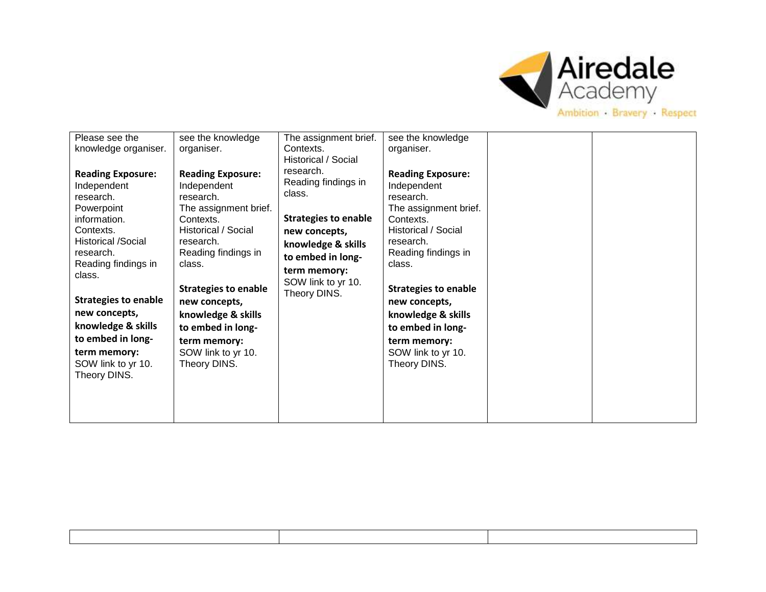| | | | | | |
|---|---|---|---|---|---|
| Please see the knowledge organiser.<br><br>**Reading Exposure:**<br>Independent research.<br>Powerpoint information.<br>Contexts.<br>Historical /Social research.<br>Reading findings in class.<br><br>**Strategies to enable new concepts, knowledge & skills to embed in long-term memory:**<br>SOW link to yr 10.<br>Theory DINS. | see the knowledge organiser.<br><br>**Reading Exposure:**<br>Independent research.<br>The assignment brief.<br>Contexts.<br>Historical / Social research.<br>Reading findings in class.<br><br>**Strategies to enable new concepts, knowledge & skills to embed in long-term memory:**<br>SOW link to yr 10.<br>Theory DINS. | The assignment brief.<br>Contexts.<br>Historical / Social research.<br>Reading findings in class.<br><br>**Strategies to enable new concepts, knowledge & skills to embed in long-term memory:**<br>SOW link to yr 10.<br>Theory DINS. | see the knowledge organiser.<br><br>**Reading Exposure:**<br>Independent research.<br>The assignment brief.<br>Contexts.<br>Historical / Social research.<br>Reading findings in class.<br><br>**Strategies to enable new concepts, knowledge & skills to embed in long-term memory:**<br>SOW link to yr 10.<br>Theory DINS. | | |

| | | |
|---|---|---|
| | | |